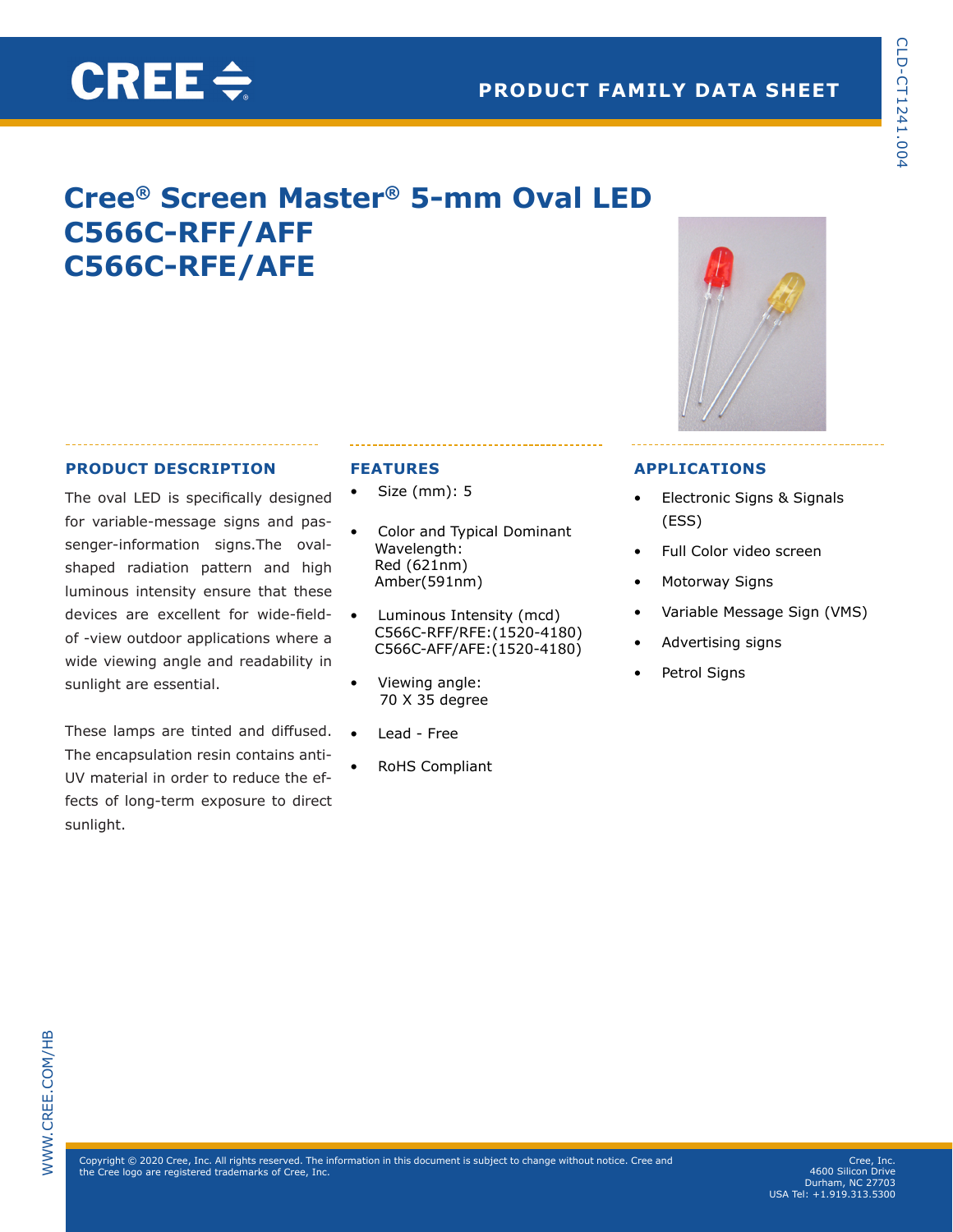# Cree® Screen Master® 5-mm Oval LED
# C566C-RFF/AFF
# C566C-RFE/AFE

## PRODUCT DESCRIPTION

The oval LED is specifically designed for variable-message signs and passenger-information signs.The oval-shaped radiation pattern and high luminous intensity ensure that these devices are excellent for wide-field-of -view outdoor applications where a wide viewing angle and readability in sunlight are essential.

These lamps are tinted and diffused. The encapsulation resin contains anti-UV material in order to reduce the effects of long-term exposure to direct sunlight.

## FEATURES

- Size (mm): 5
- Color and Typical Dominant Wavelength:
  Red (621nm)
  Amber(591nm)
- Luminous Intensity (mcd)
  C566C-RFF/RFE:(1520-4180)
  C566C-AFF/AFE:(1520-4180)
- Viewing angle:
  70 X 35 degree
- Lead - Free
- RoHS Compliant

## APPLICATIONS

- Electronic Signs & Signals (ESS)
- Full Color video screen
- Motorway Signs
- Variable Message Sign (VMS)
- Advertising signs
- Petrol Signs

Copyright © 2020 Cree, Inc. All rights reserved. The information in this document is subject to change without notice. Cree and the Cree logo are registered trademarks of Cree, Inc.

Cree, Inc.
4600 Silicon Drive
Durham, NC 27703
USA Tel: +1.919.313.5300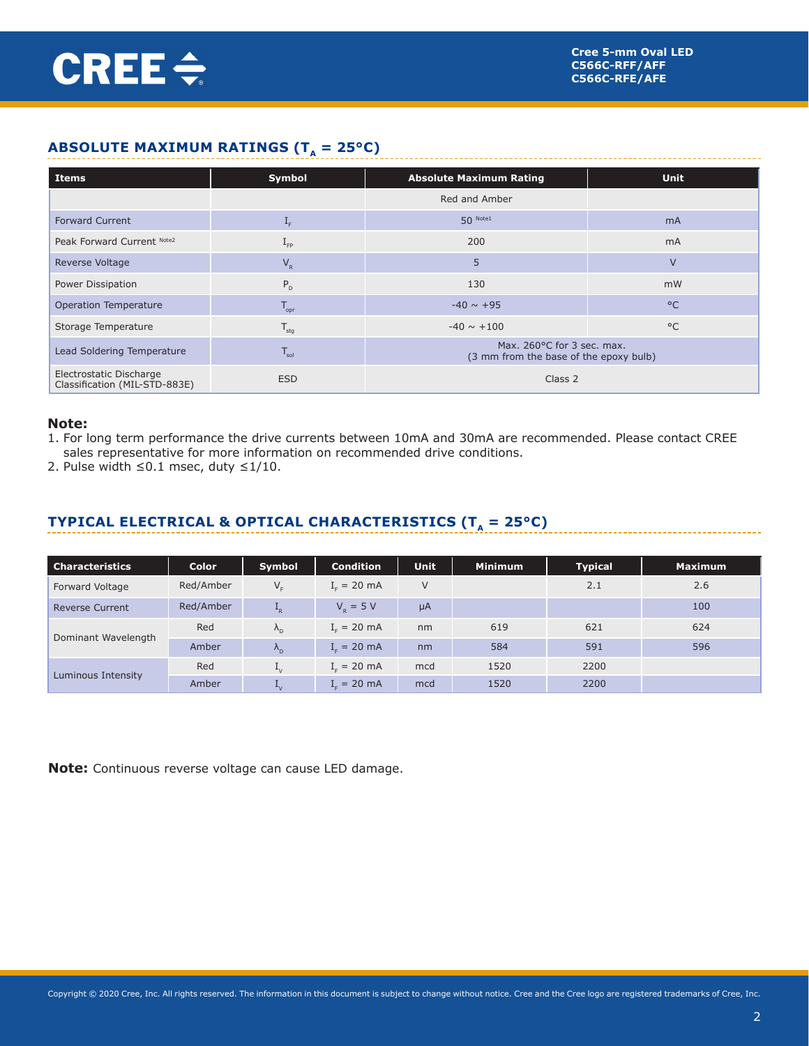## ABSOLUTE MAXIMUM RATINGS ($T_A$ = 25°C)

| Items | Symbol | Absolute Maximum Rating | Unit |
|---|---|---|---|
| | | Red and Amber | |
| Forward Current | $I_F$ | 50 Note1 | mA |
| Peak Forward Current Note2 | $I_{FP}$ | 200 | mA |
| Reverse Voltage | $V_R$ | 5 | V |
| Power Dissipation | $P_D$ | 130 | mW |
| Operation Temperature | $T_{opr}$ | -40 ~ +95 | °C |
| Storage Temperature | $T_{stg}$ | -40 ~ +100 | °C |
| Lead Soldering Temperature | $T_{sol}$ | Max. 260°C for 3 sec. max. (3 mm from the base of the epoxy bulb) | |
| Electrostatic Discharge Classification (MIL-STD-883E) | ESD | Class 2 | |

**Note:**
1. For long term performance the drive currents between 10mA and 30mA are recommended. Please contact CREE sales representative for more information on recommended drive conditions.
2. Pulse width ≤0.1 msec, duty ≤1/10.

## TYPICAL ELECTRICAL & OPTICAL CHARACTERISTICS ($T_A$ = 25°C)

| Characteristics | Color | Symbol | Condition | Unit | Minimum | Typical | Maximum |
|---|---|---|---|---|---|---|---|
| Forward Voltage | Red/Amber | $V_F$ | $I_F$ = 20 mA | V | | 2.1 | 2.6 |
| Reverse Current | Red/Amber | $I_R$ | $V_R$ = 5 V | µA | | | 100 |
| Dominant Wavelength | Red | $\lambda_D$ | $I_F$ = 20 mA | nm | 619 | 621 | 624 |
| | Amber | $\lambda_D$ | $I_F$ = 20 mA | nm | 584 | 591 | 596 |
| Luminous Intensity | Red | $I_V$ | $I_F$ = 20 mA | mcd | 1520 | 2200 | |
| | Amber | $I_V$ | $I_F$ = 20 mA | mcd | 1520 | 2200 | |

**Note:** Continuous reverse voltage can cause LED damage.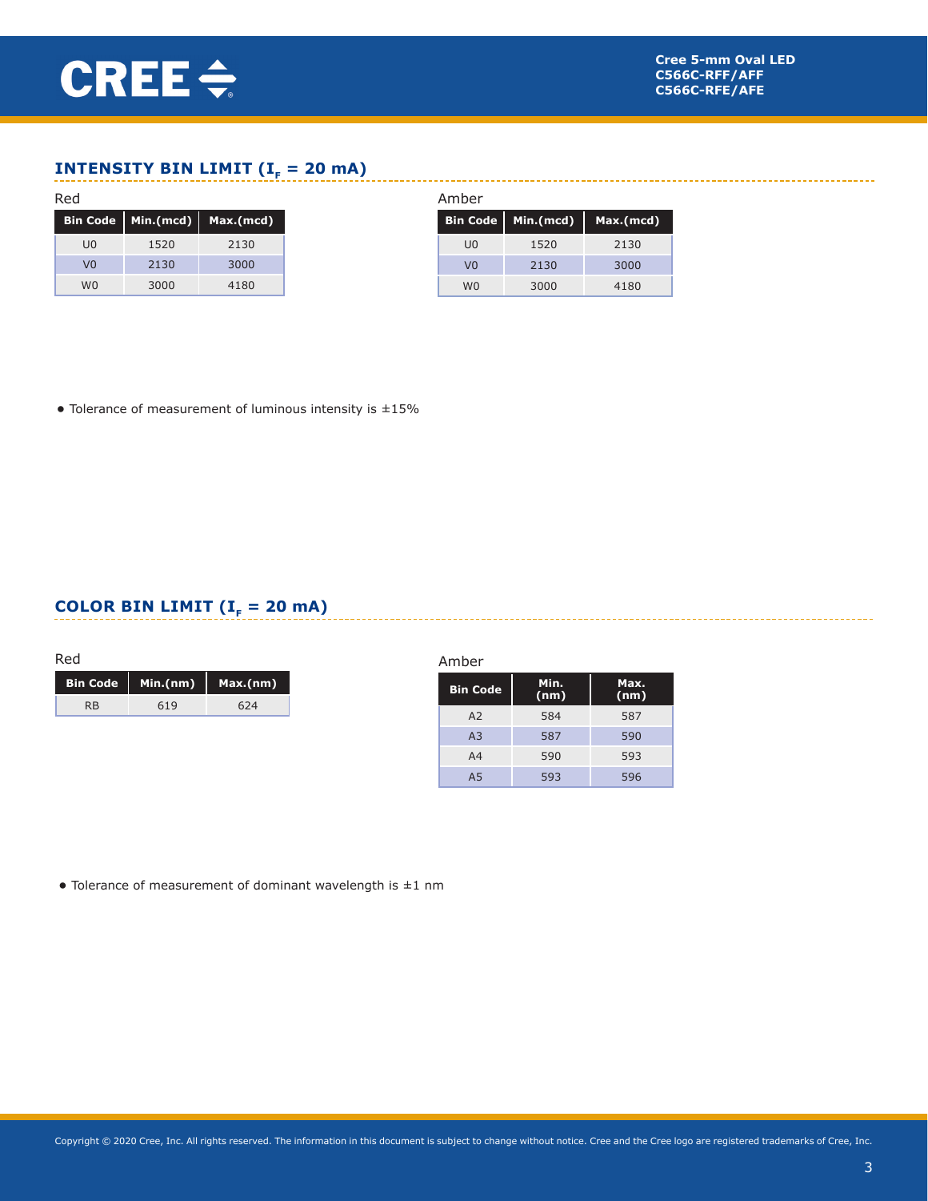## INTENSITY BIN LIMIT ($I_F$ = 20 mA)

Red

| Bin Code | Min.(mcd) | Max.(mcd) |
|---|---|---|
| U0 | 1520 | 2130 |
| V0 | 2130 | 3000 |
| W0 | 3000 | 4180 |

Amber

| Bin Code | Min.(mcd) | Max.(mcd) |
|---|---|---|
| U0 | 1520 | 2130 |
| V0 | 2130 | 3000 |
| W0 | 3000 | 4180 |

- Tolerance of measurement of luminous intensity is ±15%

## COLOR BIN LIMIT ($I_F$ = 20 mA)

Red

| Bin Code | Min.(nm) | Max.(nm) |
|---|---|---|
| RB | 619 | 624 |

Amber

| Bin Code | Min. (nm) | Max. (nm) |
|---|---|---|
| A2 | 584 | 587 |
| A3 | 587 | 590 |
| A4 | 590 | 593 |
| A5 | 593 | 596 |

- Tolerance of measurement of dominant wavelength is ±1 nm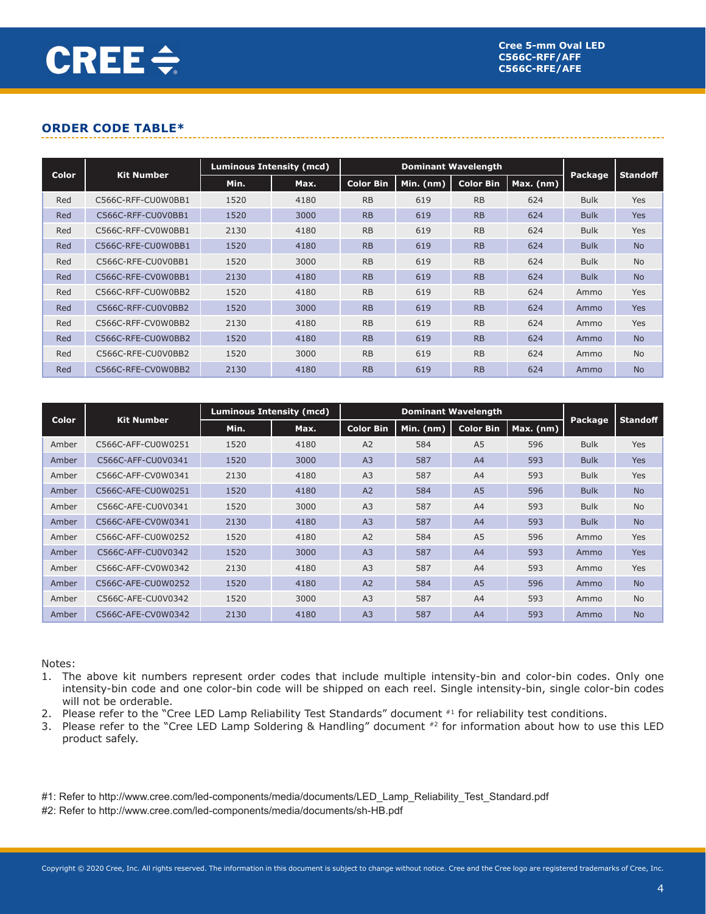## ORDER CODE TABLE*

| Color | Kit Number | Luminous Intensity (mcd) | | Dominant Wavelength | | | | Package | Standoff |
|---|---|---|---|---|---|---|---|---|---|
| | | Min. | Max. | Color Bin | Min. (nm) | Color Bin | Max. (nm) | | |
| Red | C566C-RFF-CU0W0BB1 | 1520 | 4180 | RB | 619 | RB | 624 | Bulk | Yes |
| Red | C566C-RFF-CU0V0BB1 | 1520 | 3000 | RB | 619 | RB | 624 | Bulk | Yes |
| Red | C566C-RFF-CV0W0BB1 | 2130 | 4180 | RB | 619 | RB | 624 | Bulk | Yes |
| Red | C566C-RFE-CU0W0BB1 | 1520 | 4180 | RB | 619 | RB | 624 | Bulk | No |
| Red | C566C-RFE-CU0V0BB1 | 1520 | 3000 | RB | 619 | RB | 624 | Bulk | No |
| Red | C566C-RFE-CV0W0BB1 | 2130 | 4180 | RB | 619 | RB | 624 | Bulk | No |
| Red | C566C-RFF-CU0W0BB2 | 1520 | 4180 | RB | 619 | RB | 624 | Ammo | Yes |
| Red | C566C-RFF-CU0V0BB2 | 1520 | 3000 | RB | 619 | RB | 624 | Ammo | Yes |
| Red | C566C-RFF-CV0W0BB2 | 2130 | 4180 | RB | 619 | RB | 624 | Ammo | Yes |
| Red | C566C-RFE-CU0W0BB2 | 1520 | 4180 | RB | 619 | RB | 624 | Ammo | No |
| Red | C566C-RFE-CU0V0BB2 | 1520 | 3000 | RB | 619 | RB | 624 | Ammo | No |
| Red | C566C-RFE-CV0W0BB2 | 2130 | 4180 | RB | 619 | RB | 624 | Ammo | No |

| Color | Kit Number | Luminous Intensity (mcd) | | Dominant Wavelength | | | | Package | Standoff |
|---|---|---|---|---|---|---|---|---|---|
| | | Min. | Max. | Color Bin | Min. (nm) | Color Bin | Max. (nm) | | |
| Amber | C566C-AFF-CU0W0251 | 1520 | 4180 | A2 | 584 | A5 | 596 | Bulk | Yes |
| Amber | C566C-AFF-CU0V0341 | 1520 | 3000 | A3 | 587 | A4 | 593 | Bulk | Yes |
| Amber | C566C-AFF-CV0W0341 | 2130 | 4180 | A3 | 587 | A4 | 593 | Bulk | Yes |
| Amber | C566C-AFE-CU0W0251 | 1520 | 4180 | A2 | 584 | A5 | 596 | Bulk | No |
| Amber | C566C-AFE-CU0V0341 | 1520 | 3000 | A3 | 587 | A4 | 593 | Bulk | No |
| Amber | C566C-AFE-CV0W0341 | 2130 | 4180 | A3 | 587 | A4 | 593 | Bulk | No |
| Amber | C566C-AFF-CU0W0252 | 1520 | 4180 | A2 | 584 | A5 | 596 | Ammo | Yes |
| Amber | C566C-AFF-CU0V0342 | 1520 | 3000 | A3 | 587 | A4 | 593 | Ammo | Yes |
| Amber | C566C-AFF-CV0W0342 | 2130 | 4180 | A3 | 587 | A4 | 593 | Ammo | Yes |
| Amber | C566C-AFE-CU0W0252 | 1520 | 4180 | A2 | 584 | A5 | 596 | Ammo | No |
| Amber | C566C-AFE-CU0V0342 | 1520 | 3000 | A3 | 587 | A4 | 593 | Ammo | No |
| Amber | C566C-AFE-CV0W0342 | 2130 | 4180 | A3 | 587 | A4 | 593 | Ammo | No |

Notes:

1. The above kit numbers represent order codes that include multiple intensity-bin and color-bin codes. Only one intensity-bin code and one color-bin code will be shipped on each reel. Single intensity-bin, single color-bin codes will not be orderable.
2. Please refer to the "Cree LED Lamp Reliability Test Standards" document [#1] for reliability test conditions.
3. Please refer to the "Cree LED Lamp Soldering & Handling" document [#2] for information about how to use this LED product safely.

#1: Refer to http://www.cree.com/led-components/media/documents/LED_Lamp_Reliability_Test_Standard.pdf

#2: Refer to http://www.cree.com/led-components/media/documents/sh-HB.pdf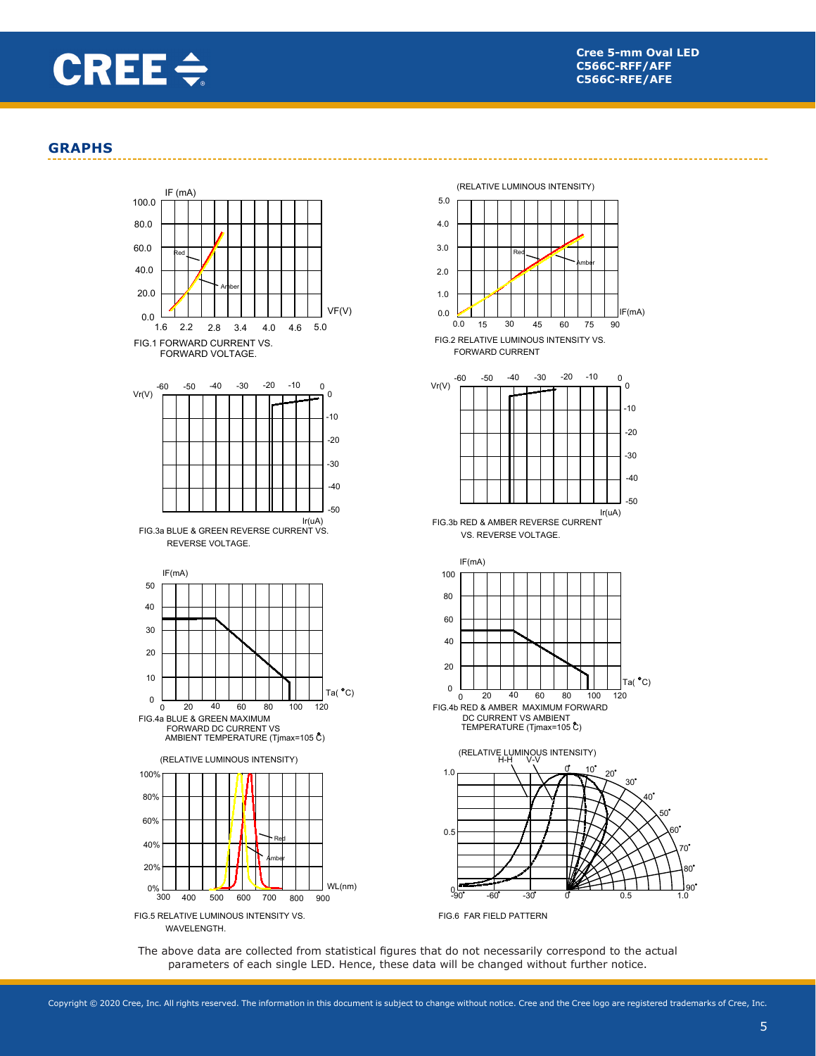## GRAPHS

FIG.1 FORWARD CURRENT VS. FORWARD VOLTAGE.

FIG.2 RELATIVE LUMINOUS INTENSITY VS. FORWARD CURRENT

FIG.3a BLUE & GREEN REVERSE CURRENT VS. REVERSE VOLTAGE.

FIG.3b RED & AMBER REVERSE CURRENT VS. REVERSE VOLTAGE.

FIG.4a BLUE & GREEN MAXIMUM FORWARD DC CURRENT VS AMBIENT TEMPERATURE (Tjmax=105 °C)

FIG.4b RED & AMBER MAXIMUM FORWARD DC CURRENT VS AMBIENT TEMPERATURE (Tjmax=105 °C)

FIG.5 RELATIVE LUMINOUS INTENSITY VS. WAVELENGTH.

FIG.6 FAR FIELD PATTERN

The above data are collected from statistical figures that do not necessarily correspond to the actual parameters of each single LED. Hence, these data will be changed without further notice.

Copyright © 2020 Cree, Inc. All rights reserved. The information in this document is subject to change without notice. Cree and the Cree logo are registered trademarks of Cree, Inc.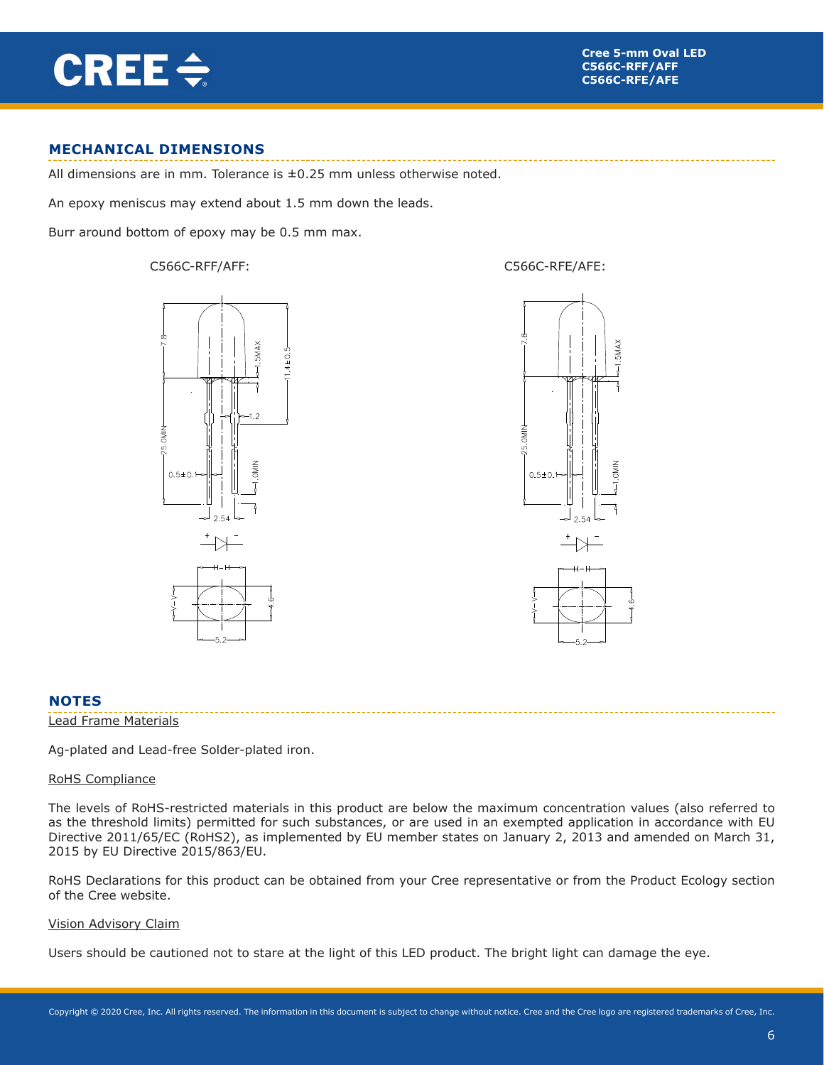## MECHANICAL DIMENSIONS

All dimensions are in mm. Tolerance is ±0.25 mm unless otherwise noted.

An epoxy meniscus may extend about 1.5 mm down the leads.

Burr around bottom of epoxy may be 0.5 mm max.

C566C-RFF/AFF:

C566C-RFE/AFE:

## NOTES

Lead Frame Materials

Ag-plated and Lead-free Solder-plated iron.

RoHS Compliance

The levels of RoHS-restricted materials in this product are below the maximum concentration values (also referred to as the threshold limits) permitted for such substances, or are used in an exempted application in accordance with EU Directive 2011/65/EC (RoHS2), as implemented by EU member states on January 2, 2013 and amended on March 31, 2015 by EU Directive 2015/863/EU.

RoHS Declarations for this product can be obtained from your Cree representative or from the Product Ecology section of the Cree website.

Vision Advisory Claim

Users should be cautioned not to stare at the light of this LED product. The bright light can damage the eye.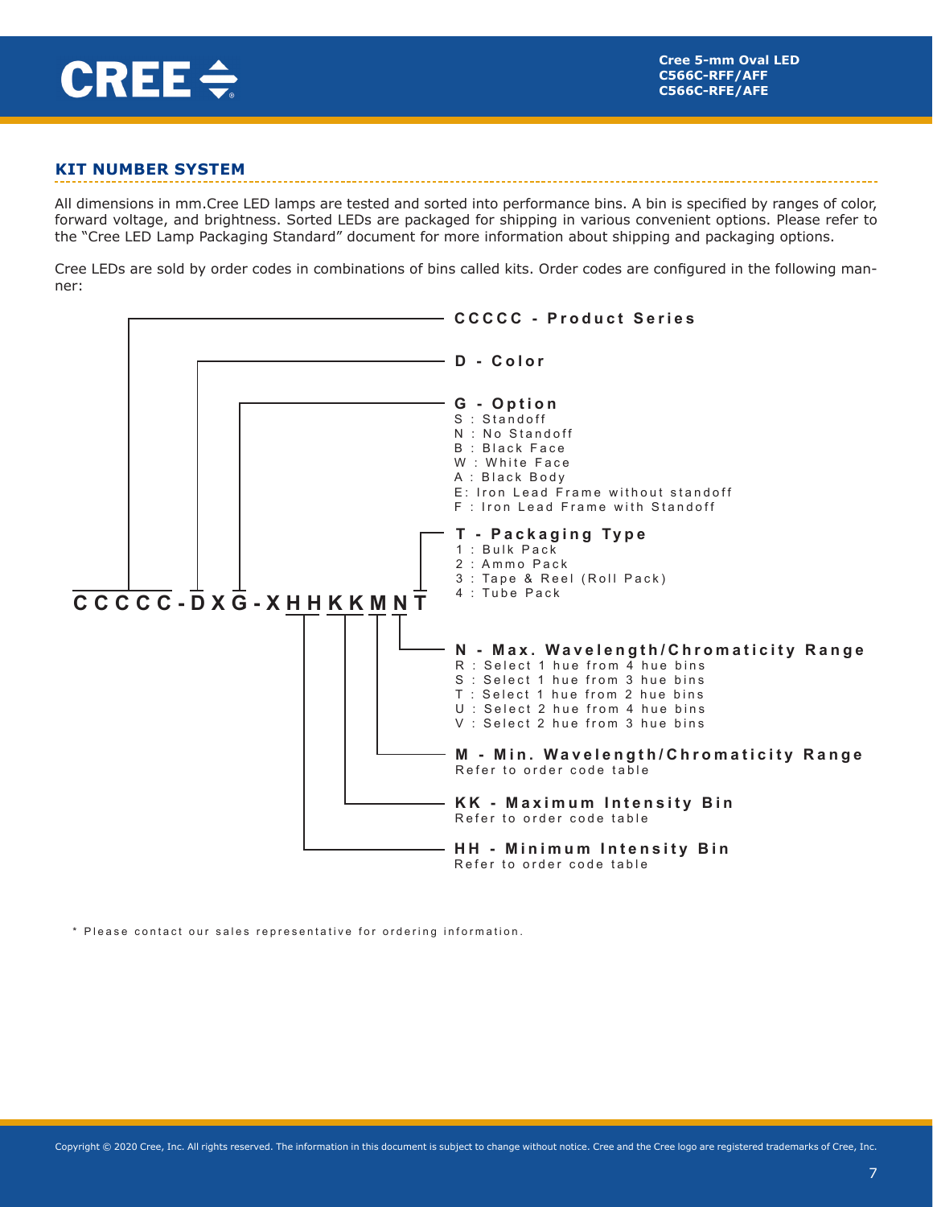## KIT NUMBER SYSTEM

All dimensions in mm.Cree LED lamps are tested and sorted into performance bins. A bin is specified by ranges of color, forward voltage, and brightness. Sorted LEDs are packaged for shipping in various convenient options. Please refer to the "Cree LED Lamp Packaging Standard" document for more information about shipping and packaging options.

Cree LEDs are sold by order codes in combinations of bins called kits. Order codes are configured in the following manner:

**CCCCC-DXG-XHHKKMNT**

**CCCCC - Product Series**

**D - Color**

**G - Option**
- S : Standoff
- N : No Standoff
- B : Black Face
- W : White Face
- A : Black Body
- E: Iron Lead Frame without standoff
- F : Iron Lead Frame with Standoff

**T - Packaging Type**
- 1 : Bulk Pack
- 2 : Ammo Pack
- 3 : Tape & Reel (Roll Pack)
- 4 : Tube Pack

**N - Max. Wavelength/Chromaticity Range**
- R : Select 1 hue from 4 hue bins
- S : Select 1 hue from 3 hue bins
- T : Select 1 hue from 2 hue bins
- U : Select 2 hue from 4 hue bins
- V : Select 2 hue from 3 hue bins

**M - Min. Wavelength/Chromaticity Range**
Refer to order code table

**KK - Maximum Intensity Bin**
Refer to order code table

**HH - Minimum Intensity Bin**
Refer to order code table

\* Please contact our sales representative for ordering information.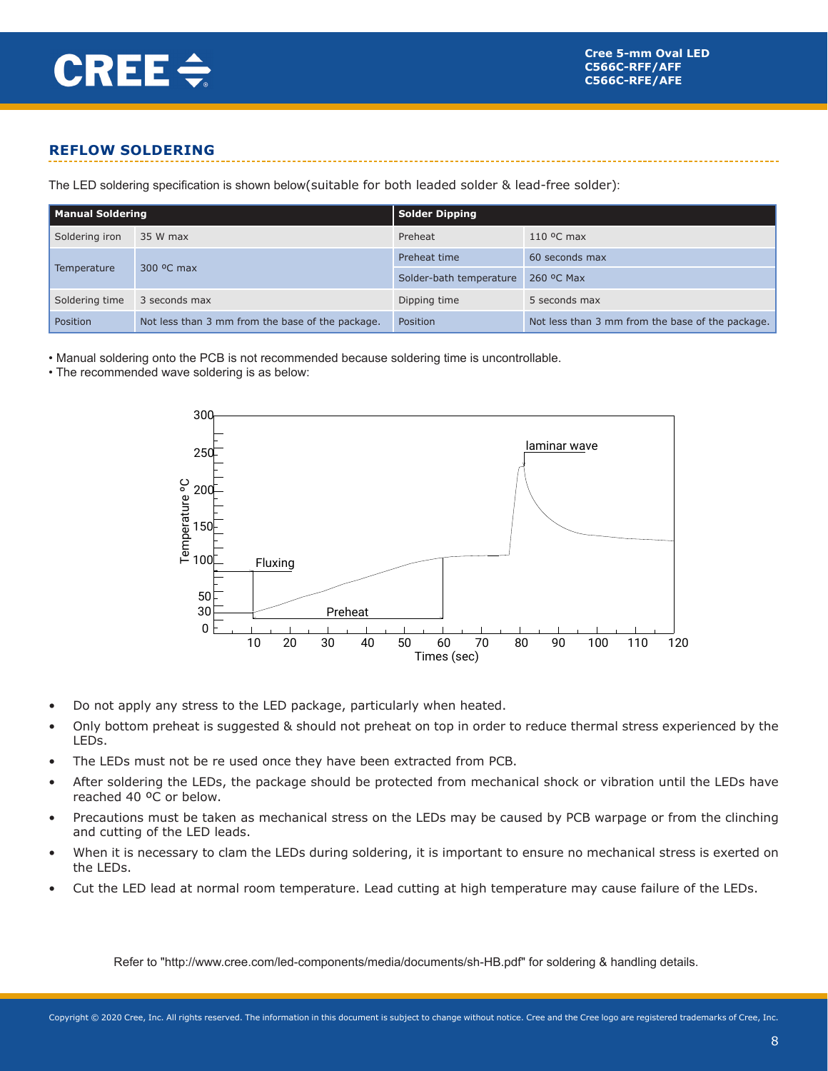## REFLOW SOLDERING

The LED soldering specification is shown below(suitable for both leaded solder & lead-free solder):

| Manual Soldering | | Solder Dipping | |
|---|---|---|---|
| Soldering iron | 35 W max | Preheat | 110 ºC max |
| Temperature | 300 ºC max | Preheat time | 60 seconds max |
| | | Solder-bath temperature | 260 ºC Max |
| Soldering time | 3 seconds max | Dipping time | 5 seconds max |
| Position | Not less than 3 mm from the base of the package. | Position | Not less than 3 mm from the base of the package. |

- Manual soldering onto the PCB is not recommended because soldering time is uncontrollable.
- The recommended wave soldering is as below:

- Do not apply any stress to the LED package, particularly when heated.
- Only bottom preheat is suggested & should not preheat on top in order to reduce thermal stress experienced by the LEDs.
- The LEDs must not be re used once they have been extracted from PCB.
- After soldering the LEDs, the package should be protected from mechanical shock or vibration until the LEDs have reached 40 ºC or below.
- Precautions must be taken as mechanical stress on the LEDs may be caused by PCB warpage or from the clinching and cutting of the LED leads.
- When it is necessary to clam the LEDs during soldering, it is important to ensure no mechanical stress is exerted on the LEDs.
- Cut the LED lead at normal room temperature. Lead cutting at high temperature may cause failure of the LEDs.

Refer to "http://www.cree.com/led-components/media/documents/sh-HB.pdf" for soldering & handling details.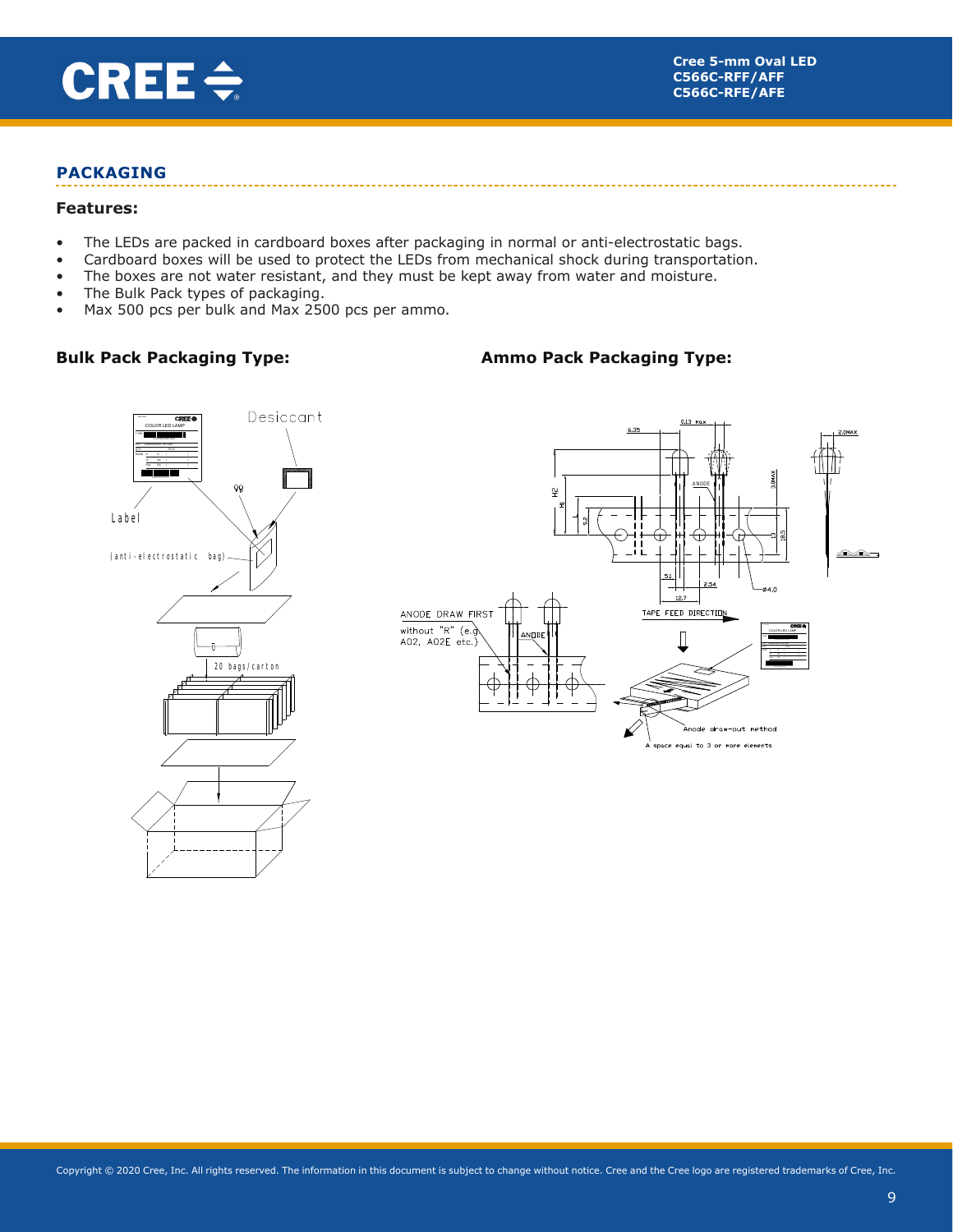## PACKAGING

### Features:

- The LEDs are packed in cardboard boxes after packaging in normal or anti-electrostatic bags.
- Cardboard boxes will be used to protect the LEDs from mechanical shock during transportation.
- The boxes are not water resistant, and they must be kept away from water and moisture.
- The Bulk Pack types of packaging.
- Max 500 pcs per bulk and Max 2500 pcs per ammo.

### Bulk Pack Packaging Type:

### Ammo Pack Packaging Type: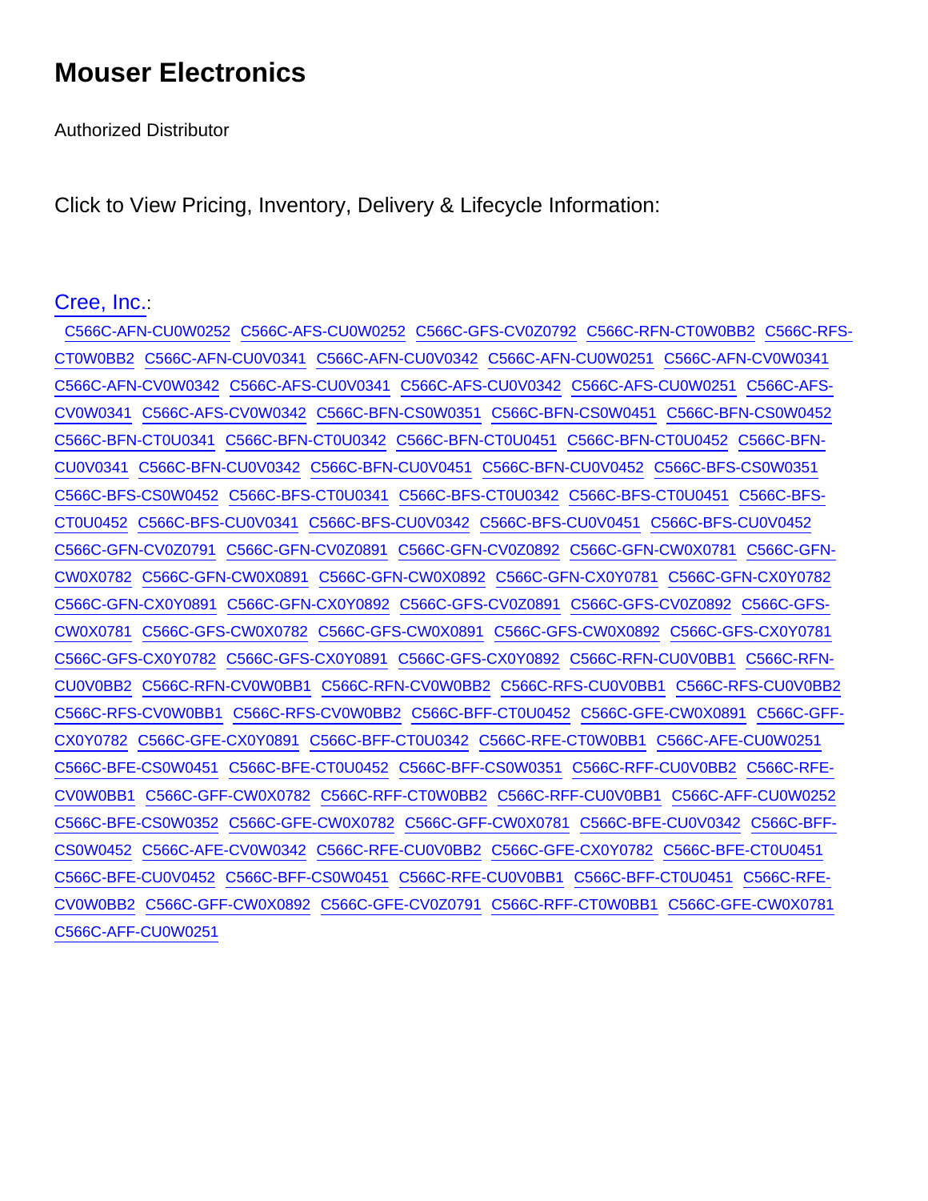# Mouser Electronics

Authorized Distributor

Click to View Pricing, Inventory, Delivery & Lifecycle Information:

Cree, Inc.:

C566C-AFN-CU0W0252 C566C-AFS-CU0W0252 C566C-GFS-CV0Z0792 C566C-RFN-CT0W0BB2 C566C-RFS-CT0W0BB2 C566C-AFN-CU0V0341 C566C-AFN-CU0V0342 C566C-AFN-CU0W0251 C566C-AFN-CV0W0341 C566C-AFN-CV0W0342 C566C-AFS-CU0V0341 C566C-AFS-CU0V0342 C566C-AFS-CU0W0251 C566C-AFS-CV0W0341 C566C-AFS-CV0W0342 C566C-BFN-CS0W0351 C566C-BFN-CS0W0451 C566C-BFN-CS0W0452 C566C-BFN-CT0U0341 C566C-BFN-CT0U0342 C566C-BFN-CT0U0451 C566C-BFN-CT0U0452 C566C-BFN-CU0V0341 C566C-BFN-CU0V0342 C566C-BFN-CU0V0451 C566C-BFN-CU0V0452 C566C-BFS-CS0W0351 C566C-BFS-CS0W0452 C566C-BFS-CT0U0341 C566C-BFS-CT0U0342 C566C-BFS-CT0U0451 C566C-BFS-CT0U0452 C566C-BFS-CU0V0341 C566C-BFS-CU0V0342 C566C-BFS-CU0V0451 C566C-BFS-CU0V0452 C566C-GFN-CV0Z0791 C566C-GFN-CV0Z0891 C566C-GFN-CV0Z0892 C566C-GFN-CW0X0781 C566C-GFN-CW0X0782 C566C-GFN-CW0X0891 C566C-GFN-CW0X0892 C566C-GFN-CX0Y0781 C566C-GFN-CX0Y0782 C566C-GFN-CX0Y0891 C566C-GFN-CX0Y0892 C566C-GFS-CV0Z0891 C566C-GFS-CV0Z0892 C566C-GFS-CW0X0781 C566C-GFS-CW0X0782 C566C-GFS-CW0X0891 C566C-GFS-CW0X0892 C566C-GFS-CX0Y0781 C566C-GFS-CX0Y0782 C566C-GFS-CX0Y0891 C566C-GFS-CX0Y0892 C566C-RFN-CU0V0BB1 C566C-RFN-CU0V0BB2 C566C-RFN-CV0W0BB1 C566C-RFN-CV0W0BB2 C566C-RFS-CU0V0BB1 C566C-RFS-CU0V0BB2 C566C-RFS-CV0W0BB1 C566C-RFS-CV0W0BB2 C566C-BFF-CT0U0452 C566C-GFE-CW0X0891 C566C-GFF-CX0Y0782 C566C-GFE-CX0Y0891 C566C-BFF-CT0U0342 C566C-RFE-CT0W0BB1 C566C-AFE-CU0W0251 C566C-BFE-CS0W0451 C566C-BFE-CT0U0452 C566C-BFF-CS0W0351 C566C-RFF-CU0V0BB2 C566C-RFE-CV0W0BB1 C566C-GFF-CW0X0782 C566C-RFF-CT0W0BB2 C566C-RFF-CU0V0BB1 C566C-AFF-CU0W0252 C566C-BFE-CS0W0352 C566C-GFE-CW0X0782 C566C-GFF-CW0X0781 C566C-BFE-CU0V0342 C566C-BFF-CS0W0452 C566C-AFE-CV0W0342 C566C-RFE-CU0V0BB2 C566C-GFE-CX0Y0782 C566C-BFE-CT0U0451 C566C-BFE-CU0V0452 C566C-BFF-CS0W0451 C566C-RFE-CU0V0BB1 C566C-BFF-CT0U0451 C566C-RFE-CV0W0BB2 C566C-GFF-CW0X0892 C566C-GFE-CV0Z0791 C566C-RFF-CT0W0BB1 C566C-GFE-CW0X0781 C566C-AFF-CU0W0251